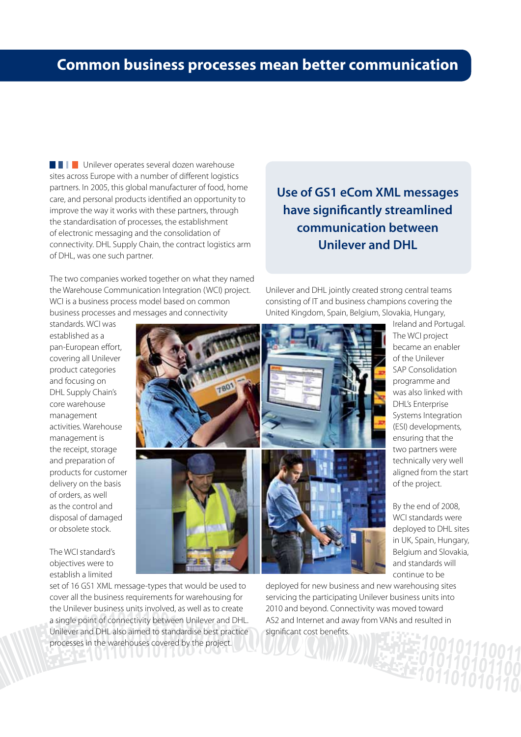# Common business processes mean better communication

Unilever operates several dozen warehouse sites across Europe with a number of different logistics partners. In 2005, this global manufacturer of food, home care, and personal products identified an opportunity to improve the way it works with these partners, through the standardisation of processes, the establishment of electronic messaging and the consolidation of connectivity. DHL Supply Chain, the contract logistics arm of DHL, was one such partner.

The two companies worked together on what they named the Warehouse Communication Integration (WCI) project. WCI is a business process model based on common business processes and messages and connectivity standards. WCI was established as a pan-European effort, covering all Unilever product categories and focusing on DHL Supply Chain's core warehouse management activities. Warehouse management is the receipt, storage and preparation of products for customer delivery on the basis of orders, as well as the control and disposal of damaged or obsolete stock.

The WCI standard's objectives were to establish a limited set of 16 GS1 XML message-types that would be used to cover all the business requirements for warehousing for the Unilever business units involved, as well as to create a single point of connectivity between Unilever and DHL. Unilever and DHL also aimed to standardise best practice processes in the warehouses covered by the project.

## Use of GS1 eCom XML messages have significantly streamlined communication between Unilever and DHL

Unilever and DHL jointly created strong central teams consisting of IT and business champions covering the United Kingdom, Spain, Belgium, Slovakia, Hungary, Ireland and Portugal. The WCI project became an enabler of the Unilever SAP Consolidation programme and was also linked with DHL's Enterprise Systems Integration (ESI) developments, ensuring that the two partners were technically very well aligned from the start of the project.

By the end of 2008, WCI standards were deployed to DHL sites in UK, Spain, Hungary, Belgium and Slovakia, and standards will continue to be deployed for new business and new warehousing sites servicing the participating Unilever business units into 2010 and beyond. Connectivity was moved toward AS2 and Internet and away from VANs and resulted in significant cost benefits.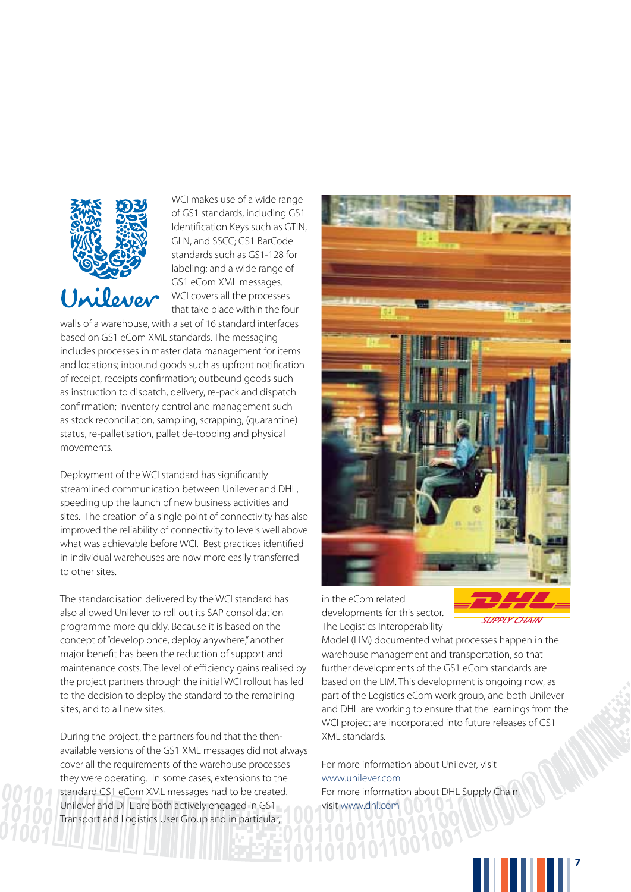WCI makes use of a wide range of GS1 standards, including GS1 Identification Keys such as GTIN, GLN, and SSCC; GS1 BarCode standards such as GS1-128 for labeling; and a wide range of GS1 eCom XML messages. WCI covers all the processes that take place within the four walls of a warehouse, with a set of 16 standard interfaces based on GS1 eCom XML standards. The messaging includes processes in master data management for items and locations; inbound goods such as upfront notification of receipt, receipts confirmation; outbound goods such as instruction to dispatch, delivery, re-pack and dispatch confirmation; inventory control and management such as stock reconciliation, sampling, scrapping, (quarantine) status, re-palletisation, pallet de-topping and physical movements.

Deployment of the WCI standard has significantly streamlined communication between Unilever and DHL, speeding up the launch of new business activities and sites. The creation of a single point of connectivity has also improved the reliability of connectivity to levels well above what was achievable before WCI. Best practices identified in individual warehouses are now more easily transferred to other sites.

The standardisation delivered by the WCI standard has also allowed Unilever to roll out its SAP consolidation programme more quickly. Because it is based on the concept of "develop once, deploy anywhere," another major benefit has been the reduction of support and maintenance costs. The level of efficiency gains realised by the project partners through the initial WCI rollout has led to the decision to deploy the standard to the remaining sites, and to all new sites.

During the project, the partners found that the then-available versions of the GS1 XML messages did not always cover all the requirements of the warehouse processes they were operating. In some cases, extensions to the standard GS1 eCom XML messages had to be created. Unilever and DHL are both actively engaged in GS1 Transport and Logistics User Group and in particular, in the eCom related developments for this sector. The Logistics Interoperability Model (LIM) documented what processes happen in the warehouse management and transportation, so that further developments of the GS1 eCom standards are based on the LIM. This development is ongoing now, as part of the Logistics eCom work group, and both Unilever and DHL are working to ensure that the learnings from the WCI project are incorporated into future releases of GS1 XML standards.

For more information about Unilever, visit www.unilever.com

For more information about DHL Supply Chain, visit www.dhl.com